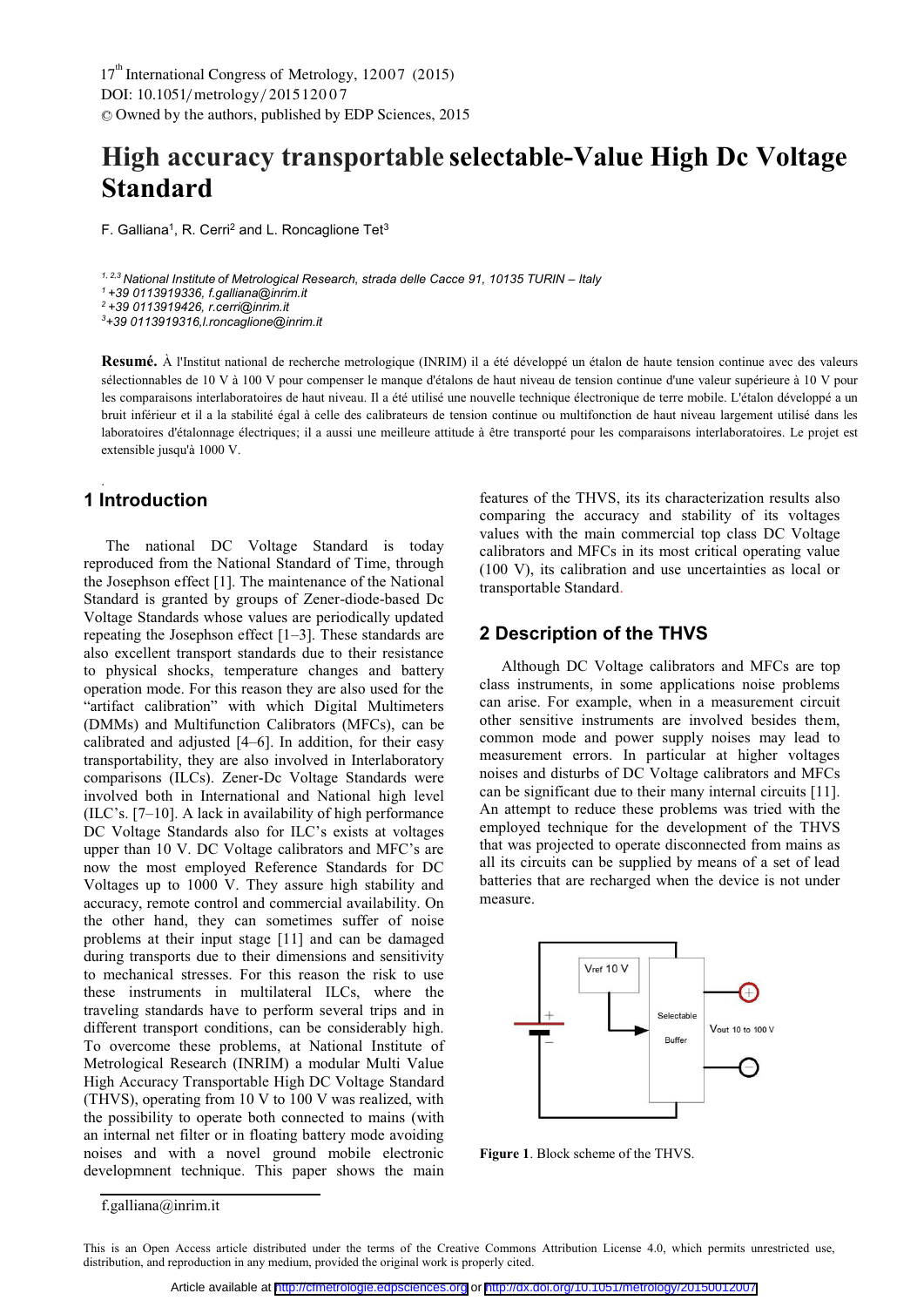# High accuracy transportable selectable-Value High Dc Voltage Standard

F. Galliana[1], R. Cerri[2] and L. Roncaglione Tet[3]

*[1, 2,3] National Institute of Metrological Research, strada delle Cacce 91, 10135 TURIN – Italy*
*[1] +39 0113919336, f.galliana@inrim.it*
*[2] +39 0113919426, r.cerri@inrim.it*
*[3]+39 0113919316,l.roncaglione@inrim.it*

**Resumé.** À l'Institut national de recherche metrologique (INRIM) il a été développé un étalon de haute tension continue avec des valeurs sélectionnables de 10 V à 100 V pour compenser le manque d'étalons de haut niveau de tension continue d'une valeur supérieure à 10 V pour les comparaisons interlaboratoires de haut niveau. Il a été utilisé une nouvelle technique électronique de terre mobile. L'étalon développé a un bruit inférieur et il a la stabilité égal à celle des calibrateurs de tension continue ou multifonction de haut niveau largement utilisé dans les laboratoires d'étalonnage électriques; il a aussi une meilleure attitude à être transporté pour les comparaisons interlaboratoires. Le projet est extensible jusqu'à 1000 V.

## 1 Introduction

The national DC Voltage Standard is today reproduced from the National Standard of Time, through the Josephson effect [1]. The maintenance of the National Standard is granted by groups of Zener-diode-based Dc Voltage Standards whose values are periodically updated repeating the Josephson effect [1–3]. These standards are also excellent transport standards due to their resistance to physical shocks, temperature changes and battery operation mode. For this reason they are also used for the "artifact calibration" with which Digital Multimeters (DMMs) and Multifunction Calibrators (MFCs), can be calibrated and adjusted [4–6]. In addition, for their easy transportability, they are also involved in Interlaboratory comparisons (ILCs). Zener-Dc Voltage Standards were involved both in International and National high level (ILC's. [7–10]. A lack in availability of high performance DC Voltage Standards also for ILC's exists at voltages upper than 10 V. DC Voltage calibrators and MFC's are now the most employed Reference Standards for DC Voltages up to 1000 V. They assure high stability and accuracy, remote control and commercial availability. On the other hand, they can sometimes suffer of noise problems at their input stage [11] and can be damaged during transports due to their dimensions and sensitivity to mechanical stresses. For this reason the risk to use these instruments in multilateral ILCs, where the traveling standards have to perform several trips and in different transport conditions, can be considerably high. To overcome these problems, at National Institute of Metrological Research (INRIM) a modular Multi Value High Accuracy Transportable High DC Voltage Standard (THVS), operating from 10 V to 100 V was realized, with the possibility to operate both connected to mains (with an internal net filter or in floating battery mode avoiding noises and with a novel ground mobile electronic developmnent technique. This paper shows the main features of the THVS, its its characterization results also comparing the accuracy and stability of its voltages values with the main commercial top class DC Voltage calibrators and MFCs in its most critical operating value (100 V), its calibration and use uncertainties as local or transportable Standard.

## 2 Description of the THVS

Although DC Voltage calibrators and MFCs are top class instruments, in some applications noise problems can arise. For example, when in a measurement circuit other sensitive instruments are involved besides them, common mode and power supply noises may lead to measurement errors. In particular at higher voltages noises and disturbs of DC Voltage calibrators and MFCs can be significant due to their many internal circuits [11]. An attempt to reduce these problems was tried with the employed technique for the development of the THVS that was projected to operate disconnected from mains as all its circuits can be supplied by means of a set of lead batteries that are recharged when the device is not under measure.

**Figure 1**. Block scheme of the THVS.

f.galliana@inrim.it

This is an Open Access article distributed under the terms of the Creative Commons Attribution License 4.0, which permits unrestricted use, distribution, and reproduction in any medium, provided the original work is properly cited.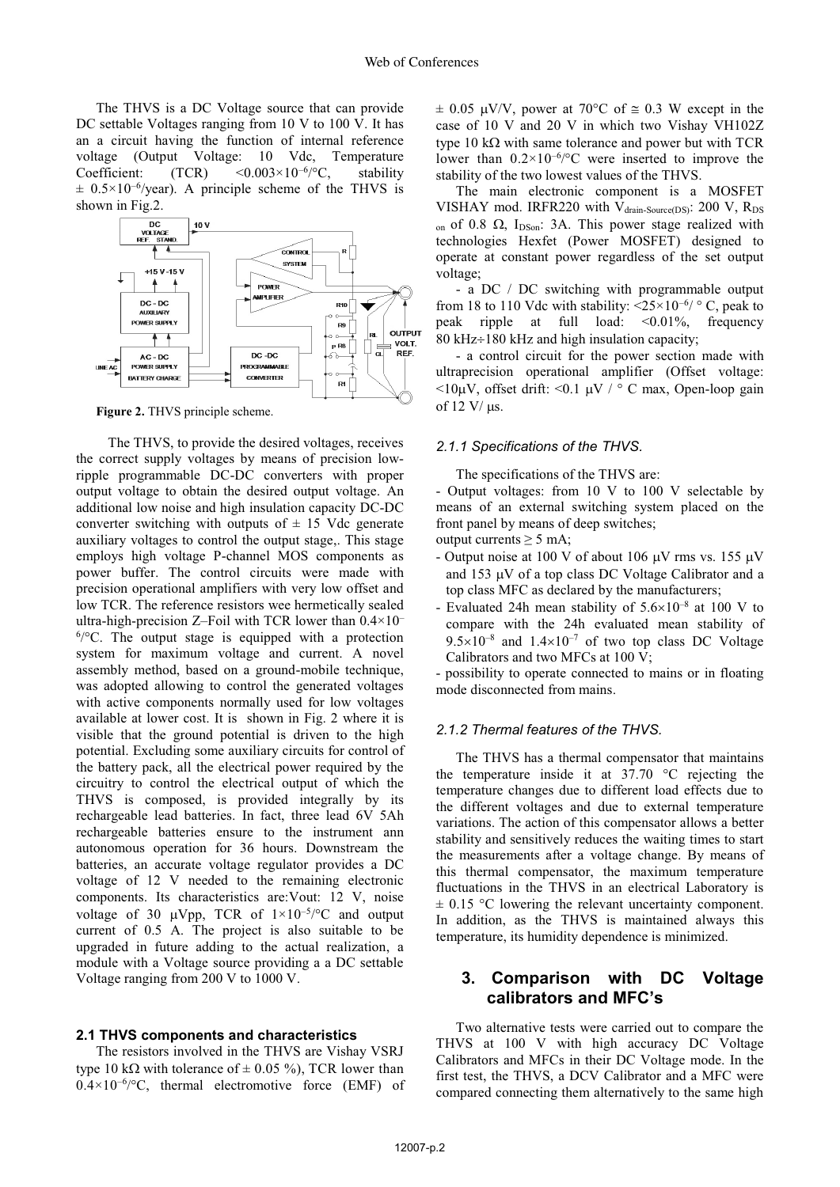The THVS is a DC Voltage source that can provide DC settable Voltages ranging from 10 V to 100 V. It has an a circuit having the function of internal reference voltage (Output Voltage: 10 Vdc, Temperature Coefficient: (TCR) $<0.003\times10^{-6}$/°C, stability $\pm$ $0.5\times10^{-6}$/year). A principle scheme of the THVS is shown in Fig.2.

**Figure 2.** THVS principle scheme.

The THVS, to provide the desired voltages, receives the correct supply voltages by means of precision low-ripple programmable DC-DC converters with proper output voltage to obtain the desired output voltage. An additional low noise and high insulation capacity DC-DC converter switching with outputs of $\pm$ 15 Vdc generate auxiliary voltages to control the output stage,. This stage employs high voltage P-channel MOS components as power buffer. The control circuits were made with precision operational amplifiers with very low offset and low TCR. The reference resistors wee hermetically sealed ultra-high-precision Z–Foil with TCR lower than $0.4\times10^{-6}$/°C. The output stage is equipped with a protection system for maximum voltage and current. A novel assembly method, based on a ground-mobile technique, was adopted allowing to control the generated voltages with active components normally used for low voltages available at lower cost. It is shown in Fig. 2 where it is visible that the ground potential is driven to the high potential. Excluding some auxiliary circuits for control of the battery pack, all the electrical power required by the circuitry to control the electrical output of which the THVS is composed, is provided integrally by its rechargeable lead batteries. In fact, three lead 6V 5Ah rechargeable batteries ensure to the instrument ann autonomous operation for 36 hours. Downstream the batteries, an accurate voltage regulator provides a DC voltage of 12 V needed to the remaining electronic components. Its characteristics are:Vout: 12 V, noise voltage of 30 μVpp, TCR of $1\times10^{-5}$/°C and output current of 0.5 A. The project is also suitable to be upgraded in future adding to the actual realization, a module with a Voltage source providing a a DC settable Voltage ranging from 200 V to 1000 V.

### 2.1 THVS components and characteristics

The resistors involved in the THVS are Vishay VSRJ type 10 kΩ with tolerance of $\pm$ 0.05 %), TCR lower than $0.4\times10^{-6}$/°C, thermal electromotive force (EMF) of $\pm$ 0.05 μV/V, power at 70°C of $\cong$ 0.3 W except in the case of 10 V and 20 V in which two Vishay VH102Z type 10 kΩ with same tolerance and power but with TCR lower than $0.2\times10^{-6}$/°C were inserted to improve the stability of the two lowest values of the THVS.

The main electronic component is a MOSFET VISHAY mod. IRFR220 with $V_{drain\text{-}Source(DS)}$: 200 V, $R_{DS\ on}$ of 0.8 Ω, $I_{DSon}$: 3A. This power stage realized with technologies Hexfet (Power MOSFET) designed to operate at constant power regardless of the set output voltage;

- a DC / DC switching with programmable output from 18 to 110 Vdc with stability: $<25\times10^{-6}$/ ° C, peak to peak ripple at full load: <0.01%, frequency 80 kHz÷180 kHz and high insulation capacity;

- a control circuit for the power section made with ultraprecision operational amplifier (Offset voltage: <10μV, offset drift: <0.1 μV / ° C max, Open-loop gain of 12 V/ μs.

#### *2.1.1 Specifications of the THVS.*

The specifications of the THVS are:

- Output voltages: from 10 V to 100 V selectable by means of an external switching system placed on the front panel by means of deep switches;

output currents ≥ 5 mA;

- Output noise at 100 V of about 106 μV rms vs. 155 μV and 153 μV of a top class DC Voltage Calibrator and a top class MFC as declared by the manufacturers;
- Evaluated 24h mean stability of $5.6\times10^{-8}$ at 100 V to compare with the 24h evaluated mean stability of $9.5\times10^{-8}$ and $1.4\times10^{-7}$ of two top class DC Voltage Calibrators and two MFCs at 100 V;

- possibility to operate connected to mains or in floating mode disconnected from mains.

#### *2.1.2 Thermal features of the THVS.*

The THVS has a thermal compensator that maintains the temperature inside it at 37.70 °C rejecting the temperature changes due to different load effects due to the different voltages and due to external temperature variations. The action of this compensator allows a better stability and sensitively reduces the waiting times to start the measurements after a voltage change. By means of this thermal compensator, the maximum temperature fluctuations in the THVS in an electrical Laboratory is $\pm$ 0.15 °C lowering the relevant uncertainty component. In addition, as the THVS is maintained always this temperature, its humidity dependence is minimized.

## 3. Comparison with DC Voltage calibrators and MFC's

Two alternative tests were carried out to compare the THVS at 100 V with high accuracy DC Voltage Calibrators and MFCs in their DC Voltage mode. In the first test, the THVS, a DCV Calibrator and a MFC were compared connecting them alternatively to the same high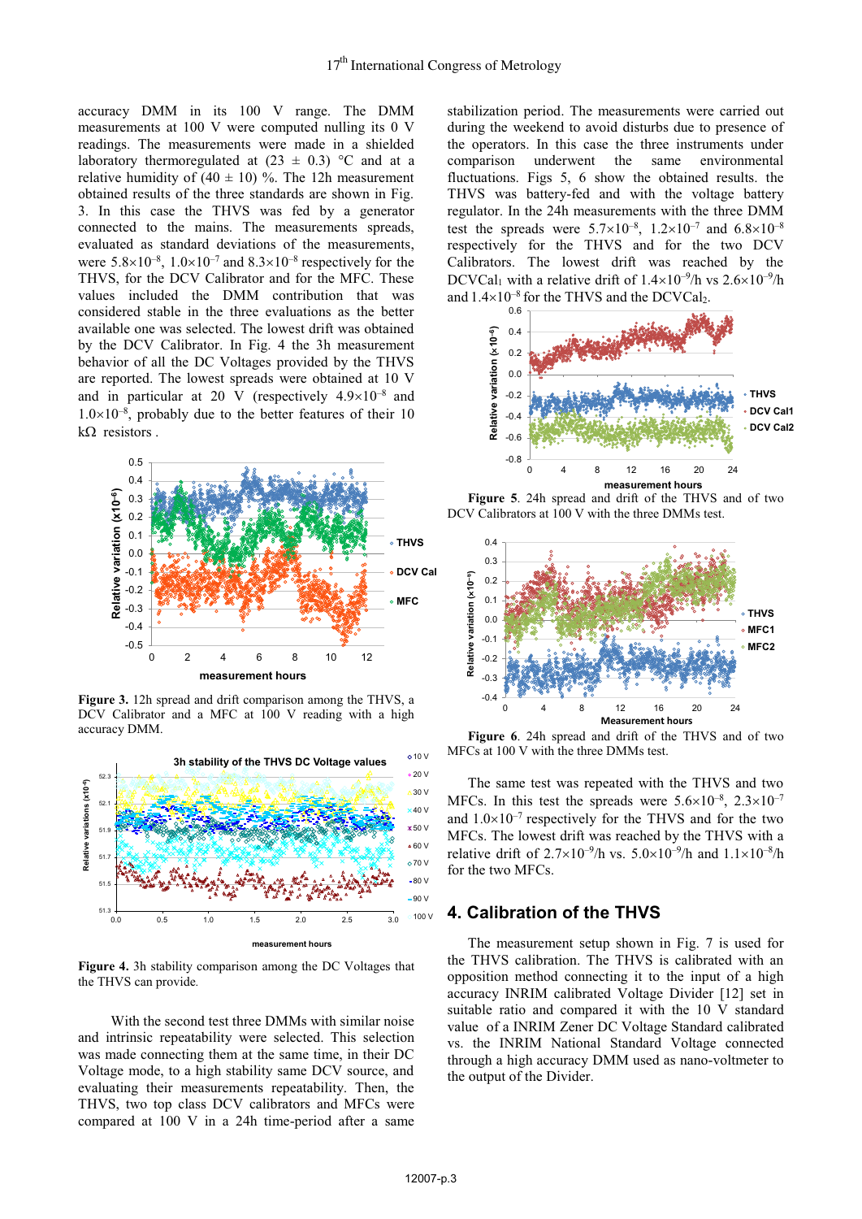accuracy DMM in its 100 V range. The DMM measurements at 100 V were computed nulling its 0 V readings. The measurements were made in a shielded laboratory thermoregulated at (23 ± 0.3) °C and at a relative humidity of (40 ± 10) %. The 12h measurement obtained results of the three standards are shown in Fig. 3. In this case the THVS was fed by a generator connected to the mains. The measurements spreads, evaluated as standard deviations of the measurements, were $5.8\times10^{-8}$, $1.0\times10^{-7}$ and $8.3\times10^{-8}$ respectively for the THVS, for the DCV Calibrator and for the MFC. These values included the DMM contribution that was considered stable in the three evaluations as the better available one was selected. The lowest drift was obtained by the DCV Calibrator. In Fig. 4 the 3h measurement behavior of all the DC Voltages provided by the THVS are reported. The lowest spreads were obtained at 10 V and in particular at 20 V (respectively $4.9\times10^{-8}$ and $1.0\times10^{-8}$, probably due to the better features of their 10 kΩ resistors .

**Figure 3.** 12h spread and drift comparison among the THVS, a DCV Calibrator and a MFC at 100 V reading with a high accuracy DMM.

**Figure 4.** 3h stability comparison among the DC Voltages that the THVS can provide.

With the second test three DMMs with similar noise and intrinsic repeatability were selected. This selection was made connecting them at the same time, in their DC Voltage mode, to a high stability same DCV source, and evaluating their measurements repeatability. Then, the THVS, two top class DCV calibrators and MFCs were compared at 100 V in a 24h time-period after a same stabilization period. The measurements were carried out during the weekend to avoid disturbs due to presence of the operators. In this case the three instruments under comparison underwent the same environmental fluctuations. Figs 5, 6 show the obtained results. the THVS was battery-fed and with the voltage battery regulator. In the 24h measurements with the three DMM test the spreads were $5.7\times10^{-8}$, $1.2\times10^{-7}$ and $6.8\times10^{-8}$ respectively for the THVS and for the two DCV Calibrators. The lowest drift was reached by the DCVCal$_1$ with a relative drift of $1.4\times10^{-9}$/h vs $2.6\times10^{-9}$/h and $1.4\times10^{-8}$ for the THVS and the DCVCal$_2$.

**Figure 5**. 24h spread and drift of the THVS and of two DCV Calibrators at 100 V with the three DMMs test.

**Figure 6**. 24h spread and drift of the THVS and of two MFCs at 100 V with the three DMMs test.

The same test was repeated with the THVS and two MFCs. In this test the spreads were $5.6\times10^{-8}$, $2.3\times10^{-7}$ and $1.0\times10^{-7}$ respectively for the THVS and for the two MFCs. The lowest drift was reached by the THVS with a relative drift of $2.7\times10^{-9}$/h vs. $5.0\times10^{-9}$/h and $1.1\times10^{-8}$/h for the two MFCs.

## 4. Calibration of the THVS

The measurement setup shown in Fig. 7 is used for the THVS calibration. The THVS is calibrated with an opposition method connecting it to the input of a high accuracy INRIM calibrated Voltage Divider [12] set in suitable ratio and compared it with the 10 V standard value of a INRIM Zener DC Voltage Standard calibrated vs. the INRIM National Standard Voltage connected through a high accuracy DMM used as nano-voltmeter to the output of the Divider.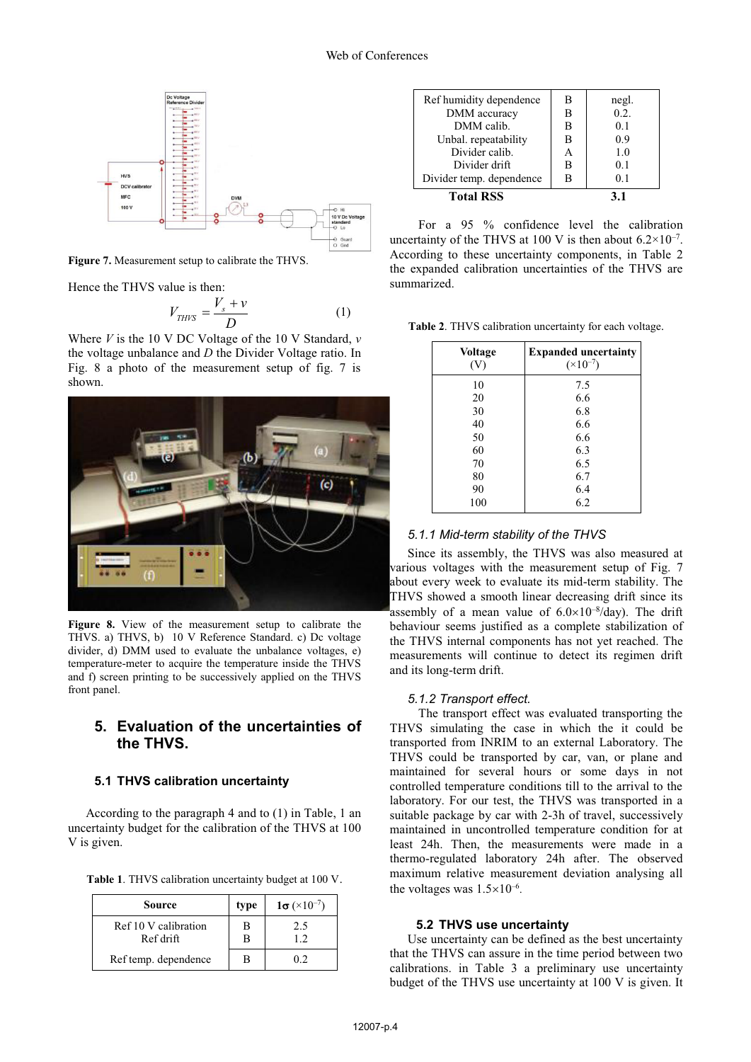Figure 7. Measurement setup to calibrate the THVS.

Hence the THVS value is then:

$$V_{THVS} = \frac{V_s + v}{D} \quad (1)$$

Where $V$ is the 10 V DC Voltage of the 10 V Standard, $v$ the voltage unbalance and $D$ the Divider Voltage ratio. In Fig. 8 a photo of the measurement setup of fig. 7 is shown.

**Figure 8.** View of the measurement setup to calibrate the THVS. a) THVS, b) 10 V Reference Standard. c) Dc voltage divider, d) DMM used to evaluate the unbalance voltages, e) temperature-meter to acquire the temperature inside the THVS and f) screen printing to be successively applied on the THVS front panel.

## 5. Evaluation of the uncertainties of the THVS.

### 5.1 THVS calibration uncertainty

According to the paragraph 4 and to (1) in Table, 1 an uncertainty budget for the calibration of the THVS at 100 V is given.

**Table 1**. THVS calibration uncertainty budget at 100 V.

| Source | type | $1\sigma$ ($\times10^{-7}$) |
|---|---|---|
| Ref 10 V calibration | B | 2.5 |
| Ref drift | B | 1.2 |
| Ref temp. dependence | B | 0.2 |
| Ref humidity dependence | B | negl. |
| DMM accuracy | B | 0.2. |
| DMM calib. | B | 0.1 |
| Unbal. repeatability | B | 0.9 |
| Divider calib. | A | 1.0 |
| Divider drift | B | 0.1 |
| Divider temp. dependence | B | 0.1 |
| **Total RSS** | | **3.1** |

For a 95 % confidence level the calibration uncertainty of the THVS at 100 V is then about $6.2\times10^{-7}$. According to these uncertainty components, in Table 2 the expanded calibration uncertainties of the THVS are summarized.

**Table 2**. THVS calibration uncertainty for each voltage.

| Voltage (V) | Expanded uncertainty ($\times10^{-7}$) |
|---|---|
| 10 | 7.5 |
| 20 | 6.6 |
| 30 | 6.8 |
| 40 | 6.6 |
| 50 | 6.6 |
| 60 | 6.3 |
| 70 | 6.5 |
| 80 | 6.7 |
| 90 | 6.4 |
| 100 | 6.2 |

#### *5.1.1 Mid-term stability of the THVS*

Since its assembly, the THVS was also measured at various voltages with the measurement setup of Fig. 7 about every week to evaluate its mid-term stability. The THVS showed a smooth linear decreasing drift since its assembly of a mean value of $6.0\times10^{-8}$/day). The drift behaviour seems justified as a complete stabilization of the THVS internal components has not yet reached. The measurements will continue to detect its regimen drift and its long-term drift.

#### *5.1.2 Transport effect.*

The transport effect was evaluated transporting the THVS simulating the case in which the it could be transported from INRIM to an external Laboratory. The THVS could be transported by car, van, or plane and maintained for several hours or some days in not controlled temperature conditions till to the arrival to the laboratory. For our test, the THVS was transported in a suitable package by car with 2-3h of travel, successively maintained in uncontrolled temperature condition for at least 24h. Then, the measurements were made in a thermo-regulated laboratory 24h after. The observed maximum relative measurement deviation analysing all the voltages was $1.5\times10^{-6}$.

### 5.2 THVS use uncertainty

Use uncertainty can be defined as the best uncertainty that the THVS can assure in the time period between two calibrations. in Table 3 a preliminary use uncertainty budget of the THVS use uncertainty at 100 V is given. It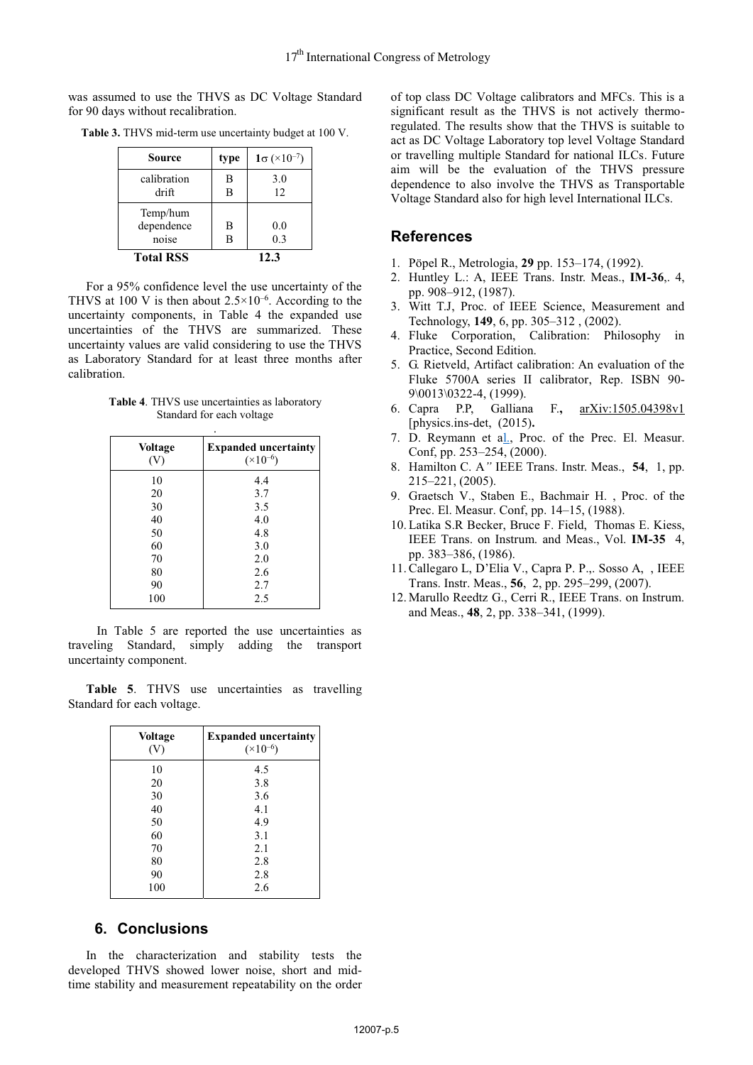was assumed to use the THVS as DC Voltage Standard for 90 days without recalibration.

**Table 3.** THVS mid-term use uncertainty budget at 100 V.

| Source | type | 1σ (×10$^{-7}$) |
|---|---|---|
| calibration | B | 3.0 |
| drift | B | 12 |
| Temp/hum dependence | B | 0.0 |
| noise | B | 0.3 |
| **Total RSS** | | **12.3** |

For a 95% confidence level the use uncertainty of the THVS at 100 V is then about 2.5×10$^{-6}$. According to the uncertainty components, in Table 4 the expanded use uncertainties of the THVS are summarized. These uncertainty values are valid considering to use the THVS as Laboratory Standard for at least three months after calibration.

**Table 4**. THVS use uncertainties as laboratory Standard for each voltage

| Voltage (V) | Expanded uncertainty (×10$^{-6}$) |
|---|---|
| 10 | 4.4 |
| 20 | 3.7 |
| 30 | 3.5 |
| 40 | 4.0 |
| 50 | 4.8 |
| 60 | 3.0 |
| 70 | 2.0 |
| 80 | 2.6 |
| 90 | 2.7 |
| 100 | 2.5 |

In Table 5 are reported the use uncertainties as traveling Standard, simply adding the transport uncertainty component.

**Table 5**. THVS use uncertainties as travelling Standard for each voltage.

| Voltage (V) | Expanded uncertainty (×10$^{-6}$) |
|---|---|
| 10 | 4.5 |
| 20 | 3.8 |
| 30 | 3.6 |
| 40 | 4.1 |
| 50 | 4.9 |
| 60 | 3.1 |
| 70 | 2.1 |
| 80 | 2.8 |
| 90 | 2.8 |
| 100 | 2.6 |

## 6. Conclusions

In the characterization and stability tests the developed THVS showed lower noise, short and mid-time stability and measurement repeatability on the order of top class DC Voltage calibrators and MFCs. This is a significant result as the THVS is not actively thermo-regulated. The results show that the THVS is suitable to act as DC Voltage Laboratory top level Voltage Standard or travelling multiple Standard for national ILCs. Future aim will be the evaluation of the THVS pressure dependence to also involve the THVS as Transportable Voltage Standard also for high level International ILCs.

## References

1. Pöpel R., Metrologia, **29** pp. 153–174, (1992).
2. Huntley L.: A, IEEE Trans. Instr. Meas., **IM-36**,. 4, pp. 908–912, (1987).
3. Witt T.J, Proc. of IEEE Science, Measurement and Technology, **149**, 6, pp. 305–312 , (2002).
4. Fluke Corporation, Calibration: Philosophy in Practice, Second Edition.
5. G. Rietveld, Artifact calibration: An evaluation of the Fluke 5700A series II calibrator, Rep. ISBN 90-9\0013\0322-4, (1999).
6. Capra P.P, Galliana F.**,** arXiv:1505.04398v1 [physics.ins-det, (2015)**.**
7. D. Reymann et al., Proc. of the Prec. El. Measur. Conf, pp. 253–254, (2000).
8. Hamilton C. A" IEEE Trans. Instr. Meas., **54**, 1, pp. 215–221, (2005).
9. Graetsch V., Staben E., Bachmair H. , Proc. of the Prec. El. Measur. Conf, pp. 14–15, (1988).
10. Latika S.R Becker, Bruce F. Field, Thomas E. Kiess, IEEE Trans. on Instrum. and Meas., Vol. **IM-35** 4, pp. 383–386, (1986).
11. Callegaro L, D'Elia V., Capra P. P.,. Sosso A, , IEEE Trans. Instr. Meas., **56**, 2, pp. 295–299, (2007).
12. Marullo Reedtz G., Cerri R., IEEE Trans. on Instrum. and Meas., **48**, 2, pp. 338–341, (1999).